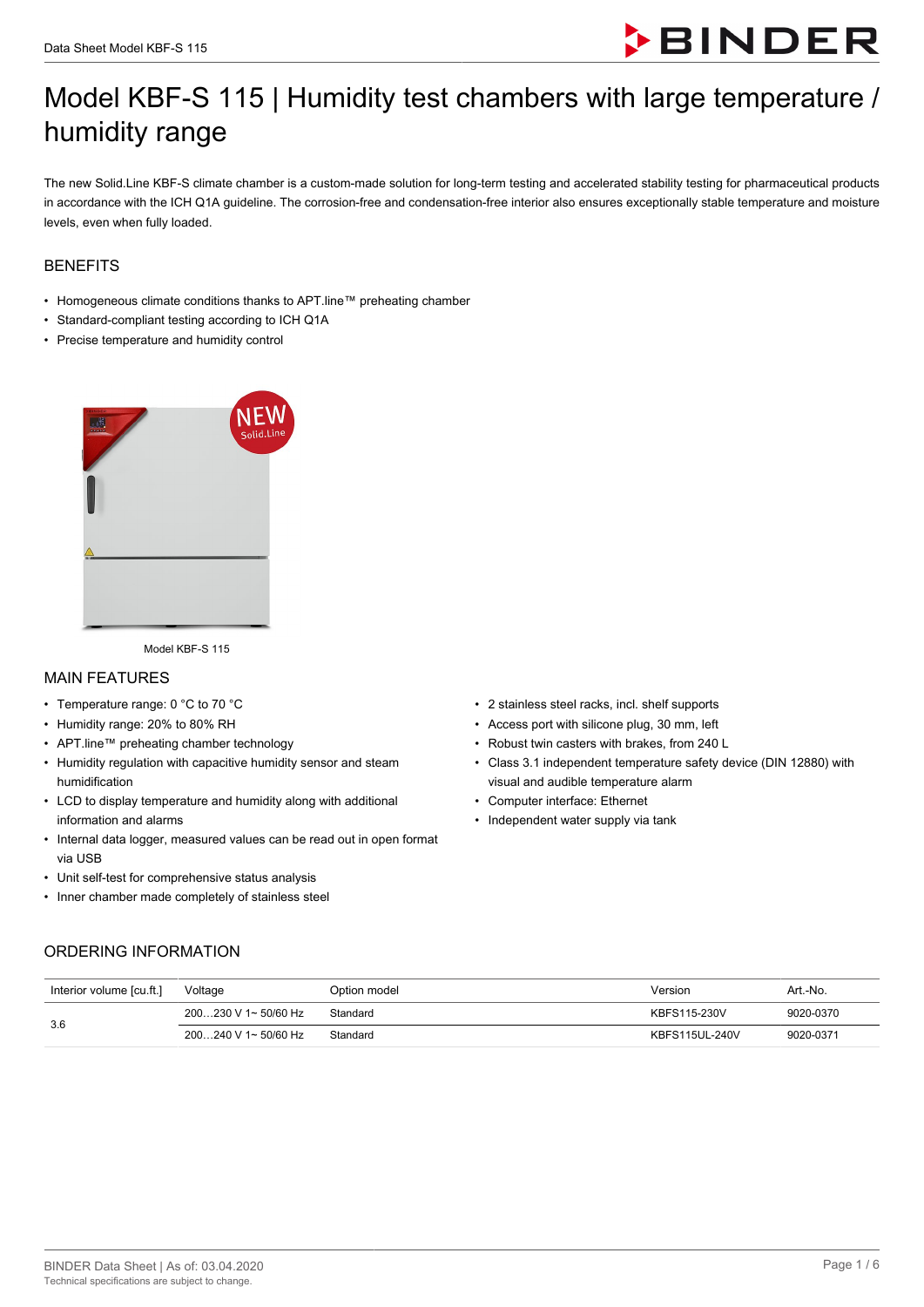# Model KBF-S 115 | Humidity test chambers with large temperature / humidity range

The new Solid.Line KBF-S climate chamber is a custom-made solution for long-term testing and accelerated stability testing for pharmaceutical products in accordance with the ICH Q1A guideline. The corrosion-free and condensation-free interior also ensures exceptionally stable temperature and moisture levels, even when fully loaded.

## BENEFITS

- Homogeneous climate conditions thanks to APT.line™ preheating chamber
- Standard-compliant testing according to ICH Q1A
- Precise temperature and humidity control

Model KBF-S 115

## MAIN FEATURES

- Temperature range: 0 °C to 70 °C
- Humidity range: 20% to 80% RH
- APT.line™ preheating chamber technology
- Humidity regulation with capacitive humidity sensor and steam humidification
- LCD to display temperature and humidity along with additional information and alarms
- Internal data logger, measured values can be read out in open format via USB
- Unit self-test for comprehensive status analysis
- Inner chamber made completely of stainless steel
- 2 stainless steel racks, incl. shelf supports
- Access port with silicone plug, 30 mm, left
- Robust twin casters with brakes, from 240 L
- Class 3.1 independent temperature safety device (DIN 12880) with visual and audible temperature alarm
- Computer interface: Ethernet
- Independent water supply via tank

## ORDERING INFORMATION

| Interior volume [cu.ft.] | Voltage | Option model | Version | Art.-No. |
|---|---|---|---|---|
| 3.6 | 200…230 V 1~ 50/60 Hz | Standard | KBFS115-230V | 9020-0370 |
| | 200…240 V 1~ 50/60 Hz | Standard | KBFS115UL-240V | 9020-0371 |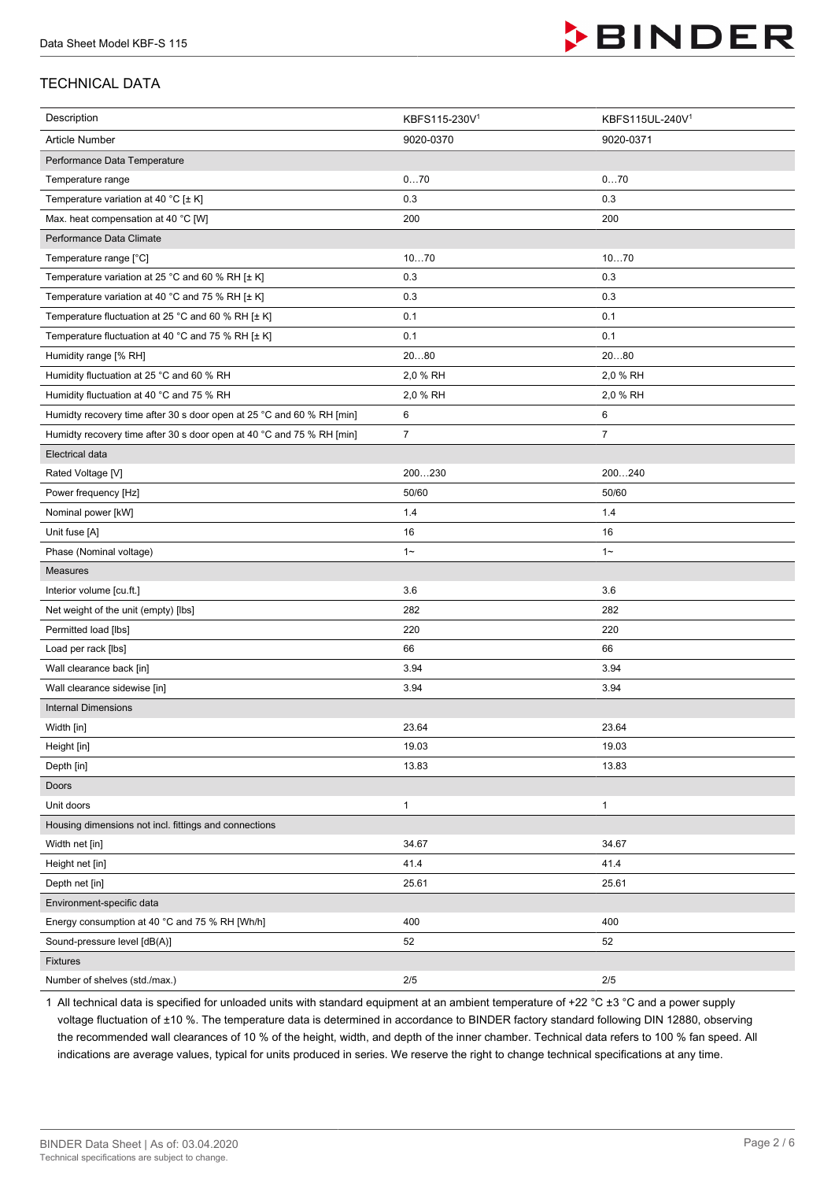## TECHNICAL DATA

| Description | KBFS115-230V[1] | KBFS115UL-240V[1] |
|---|---|---|
| Article Number | 9020-0370 | 9020-0371 |
| Performance Data Temperature | | |
| Temperature range | 0…70 | 0…70 |
| Temperature variation at 40 °C [± K] | 0.3 | 0.3 |
| Max. heat compensation at 40 °C [W] | 200 | 200 |
| Performance Data Climate | | |
| Temperature range [°C] | 10…70 | 10…70 |
| Temperature variation at 25 °C and 60 % RH [± K] | 0.3 | 0.3 |
| Temperature variation at 40 °C and 75 % RH [± K] | 0.3 | 0.3 |
| Temperature fluctuation at 25 °C and 60 % RH [± K] | 0.1 | 0.1 |
| Temperature fluctuation at 40 °C and 75 % RH [± K] | 0.1 | 0.1 |
| Humidity range [% RH] | 20…80 | 20…80 |
| Humidity fluctuation at 25 °C and 60 % RH | 2,0 % RH | 2,0 % RH |
| Humidity fluctuation at 40 °C and 75 % RH | 2,0 % RH | 2,0 % RH |
| Humidty recovery time after 30 s door open at 25 °C and 60 % RH [min] | 6 | 6 |
| Humidty recovery time after 30 s door open at 40 °C and 75 % RH [min] | 7 | 7 |
| Electrical data | | |
| Rated Voltage [V] | 200…230 | 200…240 |
| Power frequency [Hz] | 50/60 | 50/60 |
| Nominal power [kW] | 1.4 | 1.4 |
| Unit fuse [A] | 16 | 16 |
| Phase (Nominal voltage) | 1~ | 1~ |
| Measures | | |
| Interior volume [cu.ft.] | 3.6 | 3.6 |
| Net weight of the unit (empty) [lbs] | 282 | 282 |
| Permitted load [lbs] | 220 | 220 |
| Load per rack [lbs] | 66 | 66 |
| Wall clearance back [in] | 3.94 | 3.94 |
| Wall clearance sidewise [in] | 3.94 | 3.94 |
| Internal Dimensions | | |
| Width [in] | 23.64 | 23.64 |
| Height [in] | 19.03 | 19.03 |
| Depth [in] | 13.83 | 13.83 |
| Doors | | |
| Unit doors | 1 | 1 |
| Housing dimensions not incl. fittings and connections | | |
| Width net [in] | 34.67 | 34.67 |
| Height net [in] | 41.4 | 41.4 |
| Depth net [in] | 25.61 | 25.61 |
| Environment-specific data | | |
| Energy consumption at 40 °C and 75 % RH [Wh/h] | 400 | 400 |
| Sound-pressure level [dB(A)] | 52 | 52 |
| Fixtures | | |
| Number of shelves (std./max.) | 2/5 | 2/5 |

1 All technical data is specified for unloaded units with standard equipment at an ambient temperature of +22 °C ±3 °C and a power supply voltage fluctuation of ±10 %. The temperature data is determined in accordance to BINDER factory standard following DIN 12880, observing the recommended wall clearances of 10 % of the height, width, and depth of the inner chamber. Technical data refers to 100 % fan speed. All indications are average values, typical for units produced in series. We reserve the right to change technical specifications at any time.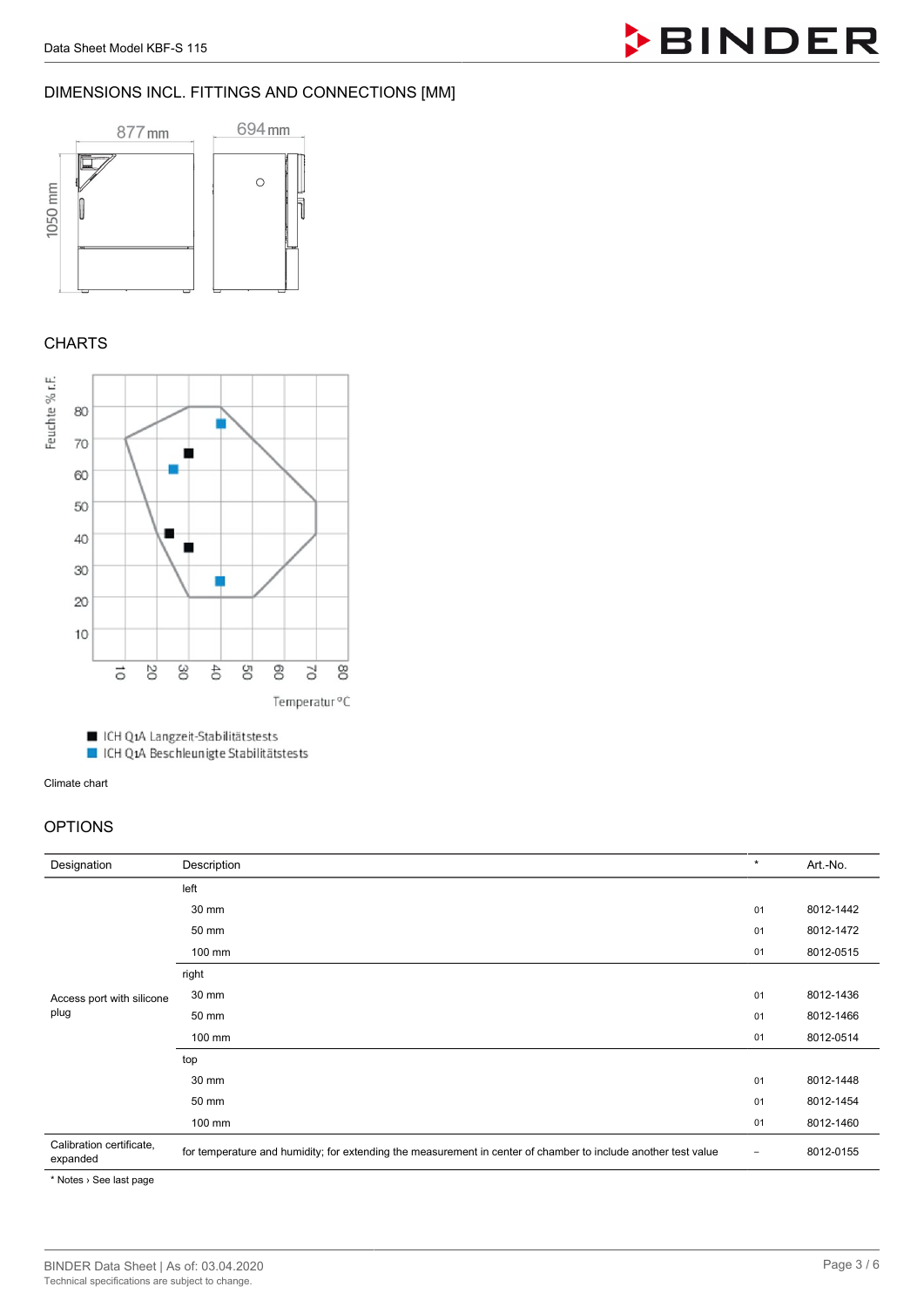## DIMENSIONS INCL. FITTINGS AND CONNECTIONS [MM]

877 mm

694 mm

1050 mm

## CHARTS

Feuchte % r.F.

Temperatur °C

■ ICH Q1A Langzeit-Stabilitätstests
■ ICH Q1A Beschleunigte Stabilitätstests

Climate chart

## OPTIONS

| Designation | Description | * | Art.-No. |
|---|---|---|---|
| Access port with silicone plug | left | | |
| | 30 mm | 01 | 8012-1442 |
| | 50 mm | 01 | 8012-1472 |
| | 100 mm | 01 | 8012-0515 |
| | right | | |
| | 30 mm | 01 | 8012-1436 |
| | 50 mm | 01 | 8012-1466 |
| | 100 mm | 01 | 8012-0514 |
| | top | | |
| | 30 mm | 01 | 8012-1448 |
| | 50 mm | 01 | 8012-1454 |
| | 100 mm | 01 | 8012-1460 |
| Calibration certificate, expanded | for temperature and humidity; for extending the measurement in center of chamber to include another test value | – | 8012-0155 |

* Notes › See last page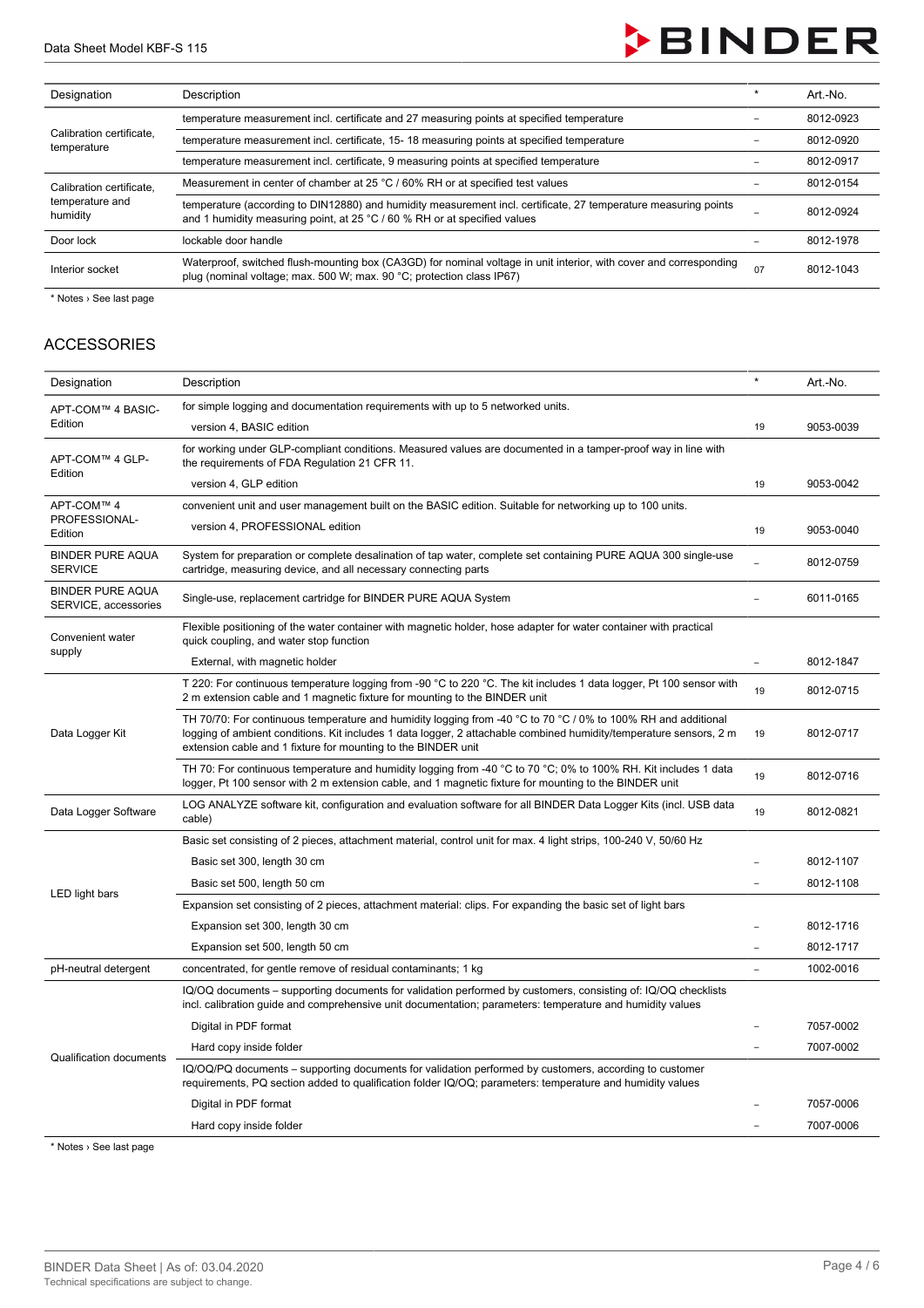| Designation | Description | * | Art.-No. |
|---|---|---|---|
| Calibration certificate, temperature | temperature measurement incl. certificate and 27 measuring points at specified temperature | – | 8012-0923 |
| | temperature measurement incl. certificate, 15- 18 measuring points at specified temperature | – | 8012-0920 |
| | temperature measurement incl. certificate, 9 measuring points at specified temperature | – | 8012-0917 |
| Calibration certificate, temperature and humidity | Measurement in center of chamber at 25 °C / 60% RH or at specified test values | – | 8012-0154 |
| | temperature (according to DIN12880) and humidity measurement incl. certificate, 27 temperature measuring points and 1 humidity measuring point, at 25 °C / 60 % RH or at specified values | – | 8012-0924 |
| Door lock | lockable door handle | – | 8012-1978 |
| Interior socket | Waterproof, switched flush-mounting box (CA3GD) for nominal voltage in unit interior, with cover and corresponding plug (nominal voltage; max. 500 W; max. 90 °C; protection class IP67) | 07 | 8012-1043 |

* Notes › See last page

## ACCESSORIES

| Designation | Description | * | Art.-No. |
|---|---|---|---|
| APT-COM™ 4 BASIC-Edition | for simple logging and documentation requirements with up to 5 networked units. | | |
| | version 4, BASIC edition | 19 | 9053-0039 |
| APT-COM™ 4 GLP-Edition | for working under GLP-compliant conditions. Measured values are documented in a tamper-proof way in line with the requirements of FDA Regulation 21 CFR 11. | | |
| | version 4, GLP edition | 19 | 9053-0042 |
| APT-COM™ 4 PROFESSIONAL-Edition | convenient unit and user management built on the BASIC edition. Suitable for networking up to 100 units. | | |
| | version 4, PROFESSIONAL edition | 19 | 9053-0040 |
| BINDER PURE AQUA SERVICE | System for preparation or complete desalination of tap water, complete set containing PURE AQUA 300 single-use cartridge, measuring device, and all necessary connecting parts | – | 8012-0759 |
| BINDER PURE AQUA SERVICE, accessories | Single-use, replacement cartridge for BINDER PURE AQUA System | – | 6011-0165 |
| Convenient water supply | Flexible positioning of the water container with magnetic holder, hose adapter for water container with practical quick coupling, and water stop function | | |
| | External, with magnetic holder | – | 8012-1847 |
| Data Logger Kit | T 220: For continuous temperature logging from -90 °C to 220 °C. The kit includes 1 data logger, Pt 100 sensor with 2 m extension cable and 1 magnetic fixture for mounting to the BINDER unit | 19 | 8012-0715 |
| | TH 70/70: For continuous temperature and humidity logging from -40 °C to 70 °C / 0% to 100% RH and additional logging of ambient conditions. Kit includes 1 data logger, 2 attachable combined humidity/temperature sensors, 2 m extension cable and 1 fixture for mounting to the BINDER unit | 19 | 8012-0717 |
| | TH 70: For continuous temperature and humidity logging from -40 °C to 70 °C; 0% to 100% RH. Kit includes 1 data logger, Pt 100 sensor with 2 m extension cable, and 1 magnetic fixture for mounting to the BINDER unit | 19 | 8012-0716 |
| Data Logger Software | LOG ANALYZE software kit, configuration and evaluation software for all BINDER Data Logger Kits (incl. USB data cable) | 19 | 8012-0821 |
| LED light bars | Basic set consisting of 2 pieces, attachment material, control unit for max. 4 light strips, 100-240 V, 50/60 Hz | | |
| | Basic set 300, length 30 cm | – | 8012-1107 |
| | Basic set 500, length 50 cm | – | 8012-1108 |
| | Expansion set consisting of 2 pieces, attachment material: clips. For expanding the basic set of light bars | | |
| | Expansion set 300, length 30 cm | – | 8012-1716 |
| | Expansion set 500, length 50 cm | – | 8012-1717 |
| pH-neutral detergent | concentrated, for gentle remove of residual contaminants; 1 kg | – | 1002-0016 |
| Qualification documents | IQ/OQ documents – supporting documents for validation performed by customers, consisting of: IQ/OQ checklists incl. calibration guide and comprehensive unit documentation; parameters: temperature and humidity values | | |
| | Digital in PDF format | – | 7057-0002 |
| | Hard copy inside folder | – | 7007-0002 |
| | IQ/OQ/PQ documents – supporting documents for validation performed by customers, according to customer requirements, PQ section added to qualification folder IQ/OQ; parameters: temperature and humidity values | | |
| | Digital in PDF format | – | 7057-0006 |
| | Hard copy inside folder | – | 7007-0006 |

* Notes › See last page

BINDER Data Sheet | As of: 03.04.2020
Technical specifications are subject to change.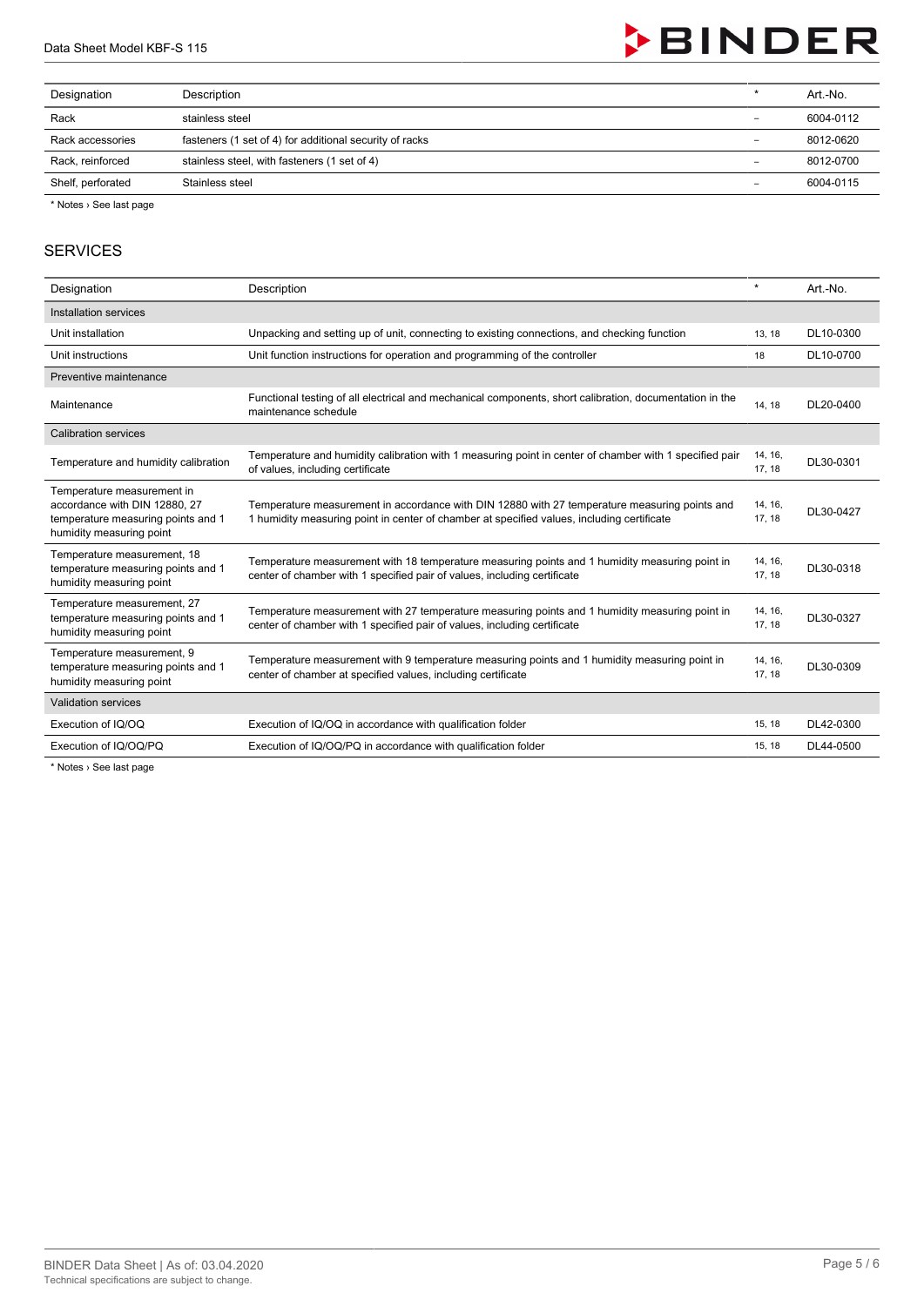| Designation | Description | * | Art.-No. |
|---|---|---|---|
| Rack | stainless steel | – | 6004-0112 |
| Rack accessories | fasteners (1 set of 4) for additional security of racks | – | 8012-0620 |
| Rack, reinforced | stainless steel, with fasteners (1 set of 4) | – | 8012-0700 |
| Shelf, perforated | Stainless steel | – | 6004-0115 |

* Notes › See last page

## SERVICES

| Designation | Description | * | Art.-No. |
|---|---|---|---|
| Installation services | | | |
| Unit installation | Unpacking and setting up of unit, connecting to existing connections, and checking function | 13, 18 | DL10-0300 |
| Unit instructions | Unit function instructions for operation and programming of the controller | 18 | DL10-0700 |
| Preventive maintenance | | | |
| Maintenance | Functional testing of all electrical and mechanical components, short calibration, documentation in the maintenance schedule | 14, 18 | DL20-0400 |
| Calibration services | | | |
| Temperature and humidity calibration | Temperature and humidity calibration with 1 measuring point in center of chamber with 1 specified pair of values, including certificate | 14, 16, 17, 18 | DL30-0301 |
| Temperature measurement in accordance with DIN 12880, 27 temperature measuring points and 1 humidity measuring point | Temperature measurement in accordance with DIN 12880 with 27 temperature measuring points and 1 humidity measuring point in center of chamber at specified values, including certificate | 14, 16, 17, 18 | DL30-0427 |
| Temperature measurement, 18 temperature measuring points and 1 humidity measuring point | Temperature measurement with 18 temperature measuring points and 1 humidity measuring point in center of chamber with 1 specified pair of values, including certificate | 14, 16, 17, 18 | DL30-0318 |
| Temperature measurement, 27 temperature measuring points and 1 humidity measuring point | Temperature measurement with 27 temperature measuring points and 1 humidity measuring point in center of chamber with 1 specified pair of values, including certificate | 14, 16, 17, 18 | DL30-0327 |
| Temperature measurement, 9 temperature measuring points and 1 humidity measuring point | Temperature measurement with 9 temperature measuring points and 1 humidity measuring point in center of chamber at specified values, including certificate | 14, 16, 17, 18 | DL30-0309 |
| Validation services | | | |
| Execution of IQ/OQ | Execution of IQ/OQ in accordance with qualification folder | 15, 18 | DL42-0300 |
| Execution of IQ/OQ/PQ | Execution of IQ/OQ/PQ in accordance with qualification folder | 15, 18 | DL44-0500 |

* Notes › See last page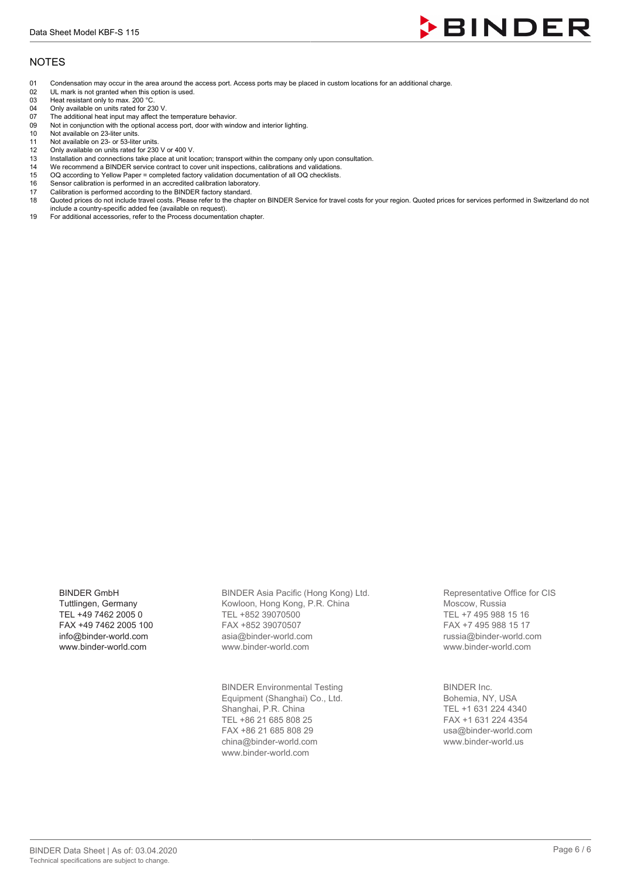## NOTES

01 Condensation may occur in the area around the access port. Access ports may be placed in custom locations for an additional charge.
02 UL mark is not granted when this option is used.
03 Heat resistant only to max. 200 °C.
04 Only available on units rated for 230 V.
07 The additional heat input may affect the temperature behavior.
09 Not in conjunction with the optional access port, door with window and interior lighting.
10 Not available on 23-liter units.
11 Not available on 23- or 53-liter units.
12 Only available on units rated for 230 V or 400 V.
13 Installation and connections take place at unit location; transport within the company only upon consultation.
14 We recommend a BINDER service contract to cover unit inspections, calibrations and validations.
15 OQ according to Yellow Paper = completed factory validation documentation of all OQ checklists.
16 Sensor calibration is performed in an accredited calibration laboratory.
17 Calibration is performed according to the BINDER factory standard.
18 Quoted prices do not include travel costs. Please refer to the chapter on BINDER Service for travel costs for your region. Quoted prices for services performed in Switzerland do not include a country-specific added fee (available on request).
19 For additional accessories, refer to the Process documentation chapter.

BINDER GmbH
Tuttlingen, Germany
TEL +49 7462 2005 0
FAX +49 7462 2005 100
info@binder-world.com
www.binder-world.com

BINDER Asia Pacific (Hong Kong) Ltd.
Kowloon, Hong Kong, P.R. China
TEL +852 39070500
FAX +852 39070507
asia@binder-world.com
www.binder-world.com

BINDER Environmental Testing Equipment (Shanghai) Co., Ltd.
Shanghai, P.R. China
TEL +86 21 685 808 25
FAX +86 21 685 808 29
china@binder-world.com
www.binder-world.com

Representative Office for CIS
Moscow, Russia
TEL +7 495 988 15 16
FAX +7 495 988 15 17
russia@binder-world.com
www.binder-world.com

BINDER Inc.
Bohemia, NY, USA
TEL +1 631 224 4340
FAX +1 631 224 4354
usa@binder-world.com
www.binder-world.us

BINDER Data Sheet | As of: 03.04.2020
Technical specifications are subject to change.